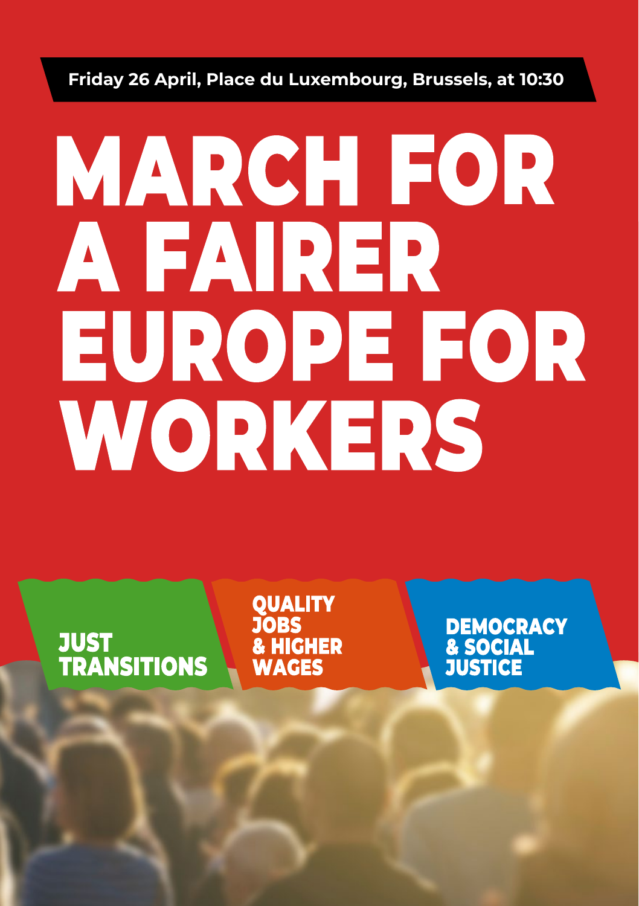**Friday 26 April, Place du Luxembourg, Brussels, at 10:30**

# MARCH FOR A FAIRER EUROPE FOR WORKERS

**JUST TRANSITIONS**

**QUALITY JOBS & HIGHER WAGES**

**DEMOCRACY & SOCIAL JUSTICE**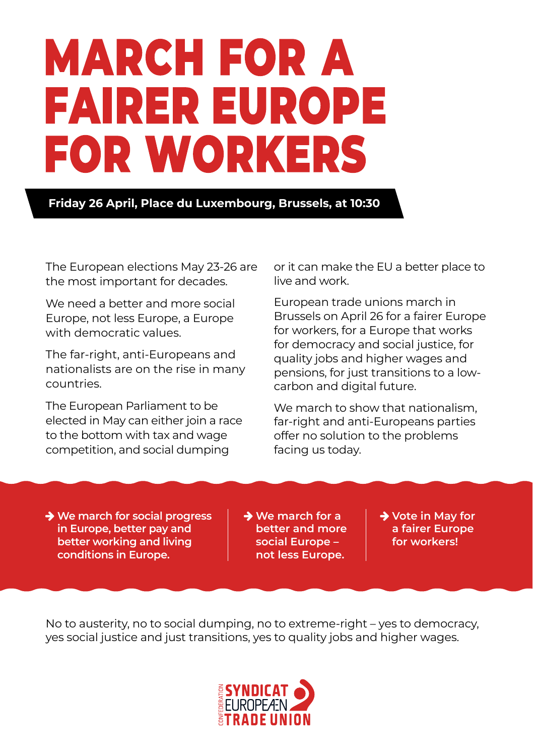# MARCH FOR A FAIRER EUROPE FOR WORKERS

**Friday 26 April, Place du Luxembourg, Brussels, at 10:30**

The European elections May 23-26 are the most important for decades.

We need a better and more social Europe, not less Europe, a Europe with democratic values.

The far-right, anti-Europeans and nationalists are on the rise in many countries.

The European Parliament to be elected in May can either join a race to the bottom with tax and wage competition, and social dumping or it can make the EU a better place to live and work.

European trade unions march in Brussels on April 26 for a fairer Europe for workers, for a Europe that works for democracy and social justice, for quality jobs and higher wages and pensions, for just transitions to a low-carbon and digital future.

We march to show that nationalism, far-right and anti-Europeans parties offer no solution to the problems facing us today.

- **We march for social progress in Europe, better pay and better working and living conditions in Europe.**
- **We march for a better and more social Europe – not less Europe.**
- **Vote in May for a fairer Europe for workers!**

No to austerity, no to social dumping, no to extreme-right – yes to democracy, yes social justice and just transitions, yes to quality jobs and higher wages.

CONFEDERATION SYNDICAT EUROPEÆN TRADE UNION